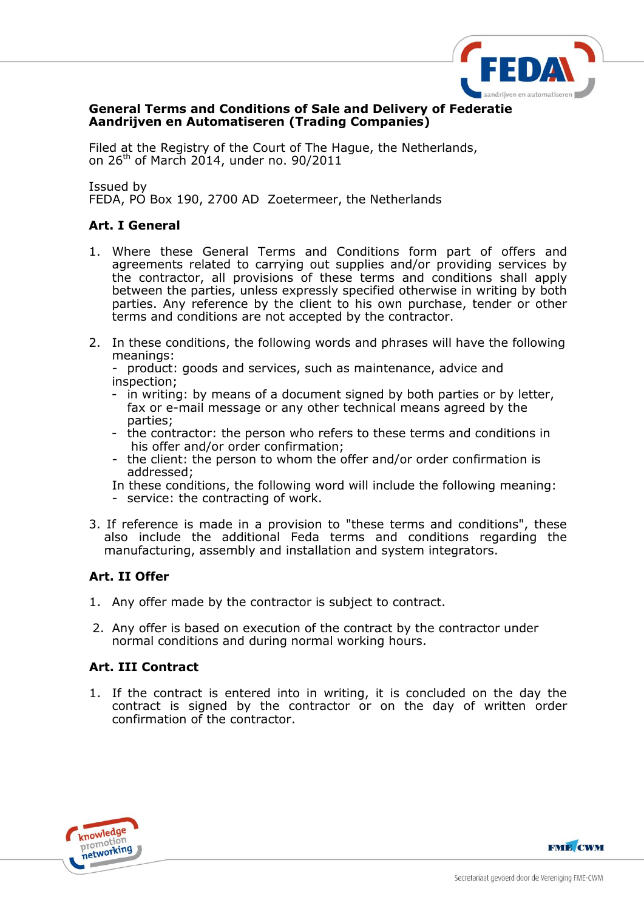**General Terms and Conditions of Sale and Delivery of Federatie Aandrijven en Automatiseren (Trading Companies)**

Filed at the Registry of the Court of The Hague, the Netherlands, on 26th of March 2014, under no. 90/2011

Issued by
FEDA, PO Box 190, 2700 AD Zoetermeer, the Netherlands

### Art. I General

1. Where these General Terms and Conditions form part of offers and agreements related to carrying out supplies and/or providing services by the contractor, all provisions of these terms and conditions shall apply between the parties, unless expressly specified otherwise in writing by both parties. Any reference by the client to his own purchase, tender or other terms and conditions are not accepted by the contractor.

2. In these conditions, the following words and phrases will have the following meanings:
   - product: goods and services, such as maintenance, advice and inspection;
   - in writing: by means of a document signed by both parties or by letter, fax or e-mail message or any other technical means agreed by the parties;
   - the contractor: the person who refers to these terms and conditions in his offer and/or order confirmation;
   - the client: the person to whom the offer and/or order confirmation is addressed;

   In these conditions, the following word will include the following meaning:
   - service: the contracting of work.

3. If reference is made in a provision to "these terms and conditions", these also include the additional Feda terms and conditions regarding the manufacturing, assembly and installation and system integrators.

### Art. II Offer

1. Any offer made by the contractor is subject to contract.

2. Any offer is based on execution of the contract by the contractor under normal conditions and during normal working hours.

### Art. III Contract

1. If the contract is entered into in writing, it is concluded on the day the contract is signed by the contractor or on the day of written order confirmation of the contractor.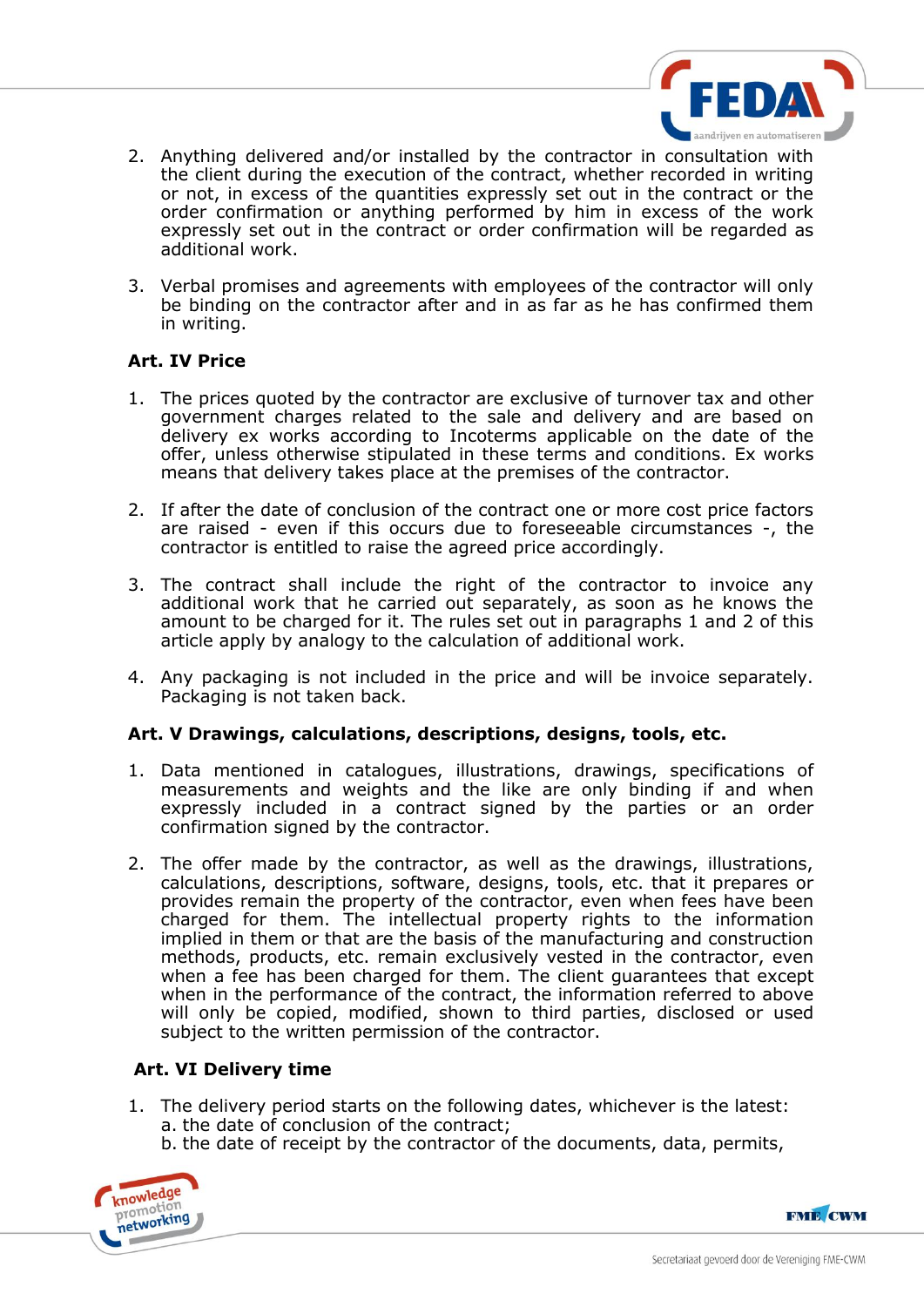2. Anything delivered and/or installed by the contractor in consultation with the client during the execution of the contract, whether recorded in writing or not, in excess of the quantities expressly set out in the contract or the order confirmation or anything performed by him in excess of the work expressly set out in the contract or order confirmation will be regarded as additional work.

3. Verbal promises and agreements with employees of the contractor will only be binding on the contractor after and in as far as he has confirmed them in writing.

### Art. IV Price

1. The prices quoted by the contractor are exclusive of turnover tax and other government charges related to the sale and delivery and are based on delivery ex works according to Incoterms applicable on the date of the offer, unless otherwise stipulated in these terms and conditions. Ex works means that delivery takes place at the premises of the contractor.

2. If after the date of conclusion of the contract one or more cost price factors are raised - even if this occurs due to foreseeable circumstances -, the contractor is entitled to raise the agreed price accordingly.

3. The contract shall include the right of the contractor to invoice any additional work that he carried out separately, as soon as he knows the amount to be charged for it. The rules set out in paragraphs 1 and 2 of this article apply by analogy to the calculation of additional work.

4. Any packaging is not included in the price and will be invoice separately. Packaging is not taken back.

### Art. V Drawings, calculations, descriptions, designs, tools, etc.

1. Data mentioned in catalogues, illustrations, drawings, specifications of measurements and weights and the like are only binding if and when expressly included in a contract signed by the parties or an order confirmation signed by the contractor.

2. The offer made by the contractor, as well as the drawings, illustrations, calculations, descriptions, software, designs, tools, etc. that it prepares or provides remain the property of the contractor, even when fees have been charged for them. The intellectual property rights to the information implied in them or that are the basis of the manufacturing and construction methods, products, etc. remain exclusively vested in the contractor, even when a fee has been charged for them. The client guarantees that except when in the performance of the contract, the information referred to above will only be copied, modified, shown to third parties, disclosed or used subject to the written permission of the contractor.

### Art. VI Delivery time

1. The delivery period starts on the following dates, whichever is the latest:
   a. the date of conclusion of the contract;
   b. the date of receipt by the contractor of the documents, data, permits,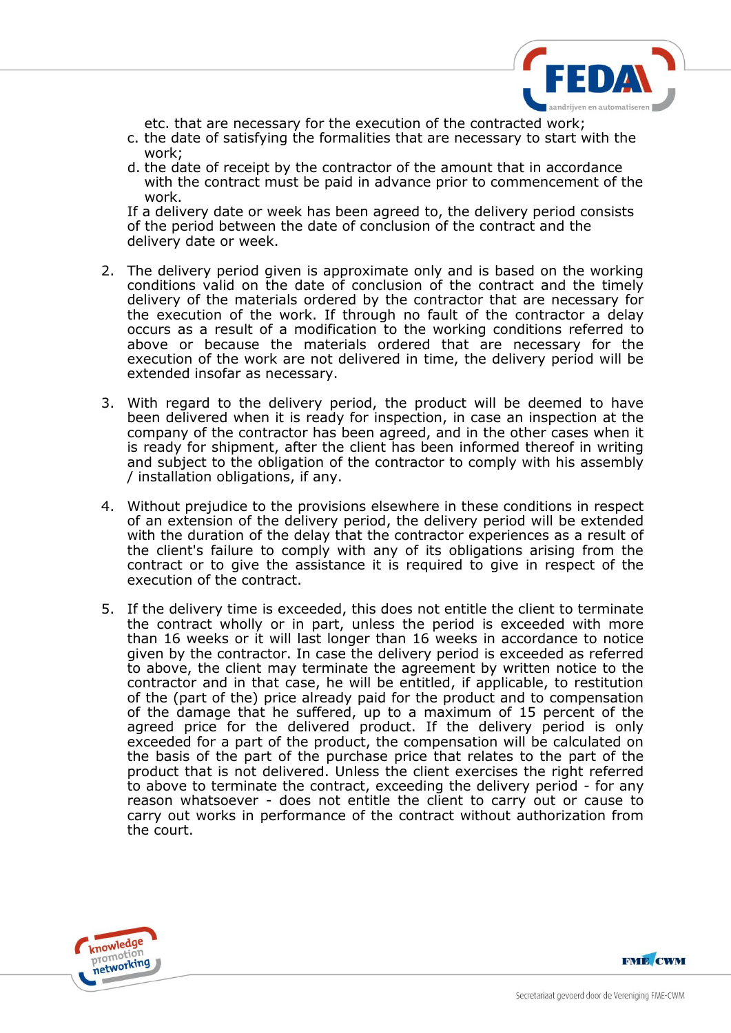etc. that are necessary for the execution of the contracted work;

c. the date of satisfying the formalities that are necessary to start with the work;

d. the date of receipt by the contractor of the amount that in accordance with the contract must be paid in advance prior to commencement of the work.

If a delivery date or week has been agreed to, the delivery period consists of the period between the date of conclusion of the contract and the delivery date or week.

2. The delivery period given is approximate only and is based on the working conditions valid on the date of conclusion of the contract and the timely delivery of the materials ordered by the contractor that are necessary for the execution of the work. If through no fault of the contractor a delay occurs as a result of a modification to the working conditions referred to above or because the materials ordered that are necessary for the execution of the work are not delivered in time, the delivery period will be extended insofar as necessary.

3. With regard to the delivery period, the product will be deemed to have been delivered when it is ready for inspection, in case an inspection at the company of the contractor has been agreed, and in the other cases when it is ready for shipment, after the client has been informed thereof in writing and subject to the obligation of the contractor to comply with his assembly / installation obligations, if any.

4. Without prejudice to the provisions elsewhere in these conditions in respect of an extension of the delivery period, the delivery period will be extended with the duration of the delay that the contractor experiences as a result of the client's failure to comply with any of its obligations arising from the contract or to give the assistance it is required to give in respect of the execution of the contract.

5. If the delivery time is exceeded, this does not entitle the client to terminate the contract wholly or in part, unless the period is exceeded with more than 16 weeks or it will last longer than 16 weeks in accordance to notice given by the contractor. In case the delivery period is exceeded as referred to above, the client may terminate the agreement by written notice to the contractor and in that case, he will be entitled, if applicable, to restitution of the (part of the) price already paid for the product and to compensation of the damage that he suffered, up to a maximum of 15 percent of the agreed price for the delivered product. If the delivery period is only exceeded for a part of the product, the compensation will be calculated on the basis of the part of the purchase price that relates to the part of the product that is not delivered. Unless the client exercises the right referred to above to terminate the contract, exceeding the delivery period - for any reason whatsoever - does not entitle the client to carry out or cause to carry out works in performance of the contract without authorization from the court.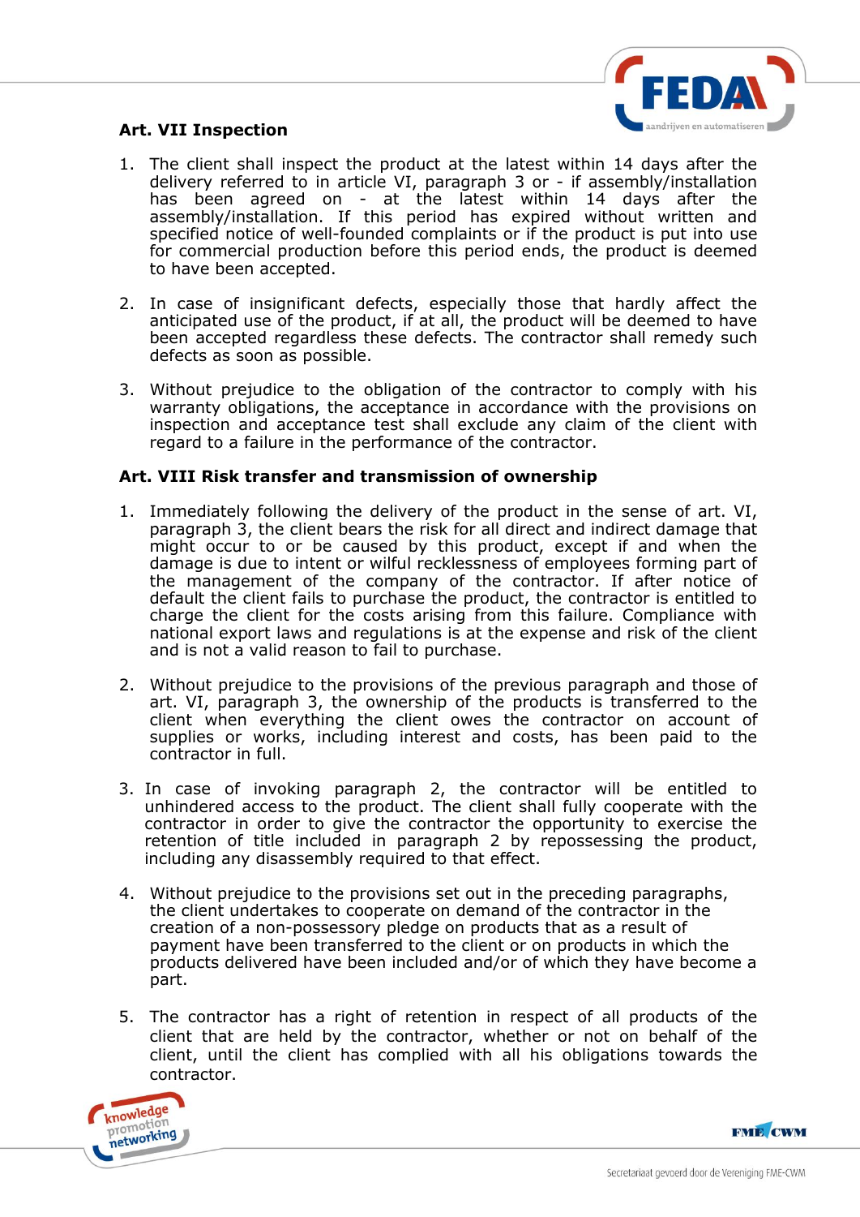## Art. VII Inspection

1. The client shall inspect the product at the latest within 14 days after the delivery referred to in article VI, paragraph 3 or - if assembly/installation has been agreed on - at the latest within 14 days after the assembly/installation. If this period has expired without written and specified notice of well-founded complaints or if the product is put into use for commercial production before this period ends, the product is deemed to have been accepted.

2. In case of insignificant defects, especially those that hardly affect the anticipated use of the product, if at all, the product will be deemed to have been accepted regardless these defects. The contractor shall remedy such defects as soon as possible.

3. Without prejudice to the obligation of the contractor to comply with his warranty obligations, the acceptance in accordance with the provisions on inspection and acceptance test shall exclude any claim of the client with regard to a failure in the performance of the contractor.

## Art. VIII Risk transfer and transmission of ownership

1. Immediately following the delivery of the product in the sense of art. VI, paragraph 3, the client bears the risk for all direct and indirect damage that might occur to or be caused by this product, except if and when the damage is due to intent or wilful recklessness of employees forming part of the management of the company of the contractor. If after notice of default the client fails to purchase the product, the contractor is entitled to charge the client for the costs arising from this failure. Compliance with national export laws and regulations is at the expense and risk of the client and is not a valid reason to fail to purchase.

2. Without prejudice to the provisions of the previous paragraph and those of art. VI, paragraph 3, the ownership of the products is transferred to the client when everything the client owes the contractor on account of supplies or works, including interest and costs, has been paid to the contractor in full.

3. In case of invoking paragraph 2, the contractor will be entitled to unhindered access to the product. The client shall fully cooperate with the contractor in order to give the contractor the opportunity to exercise the retention of title included in paragraph 2 by repossessing the product, including any disassembly required to that effect.

4. Without prejudice to the provisions set out in the preceding paragraphs, the client undertakes to cooperate on demand of the contractor in the creation of a non-possessory pledge on products that as a result of payment have been transferred to the client or on products in which the products delivered have been included and/or of which they have become a part.

5. The contractor has a right of retention in respect of all products of the client that are held by the contractor, whether or not on behalf of the client, until the client has complied with all his obligations towards the contractor.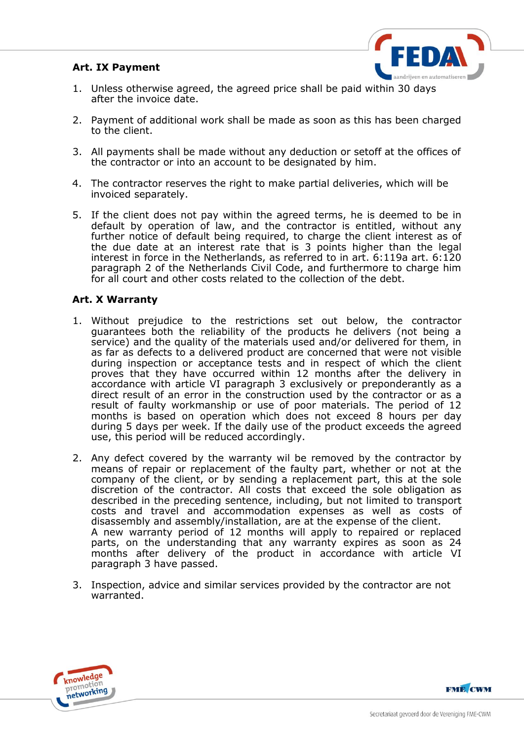**Art. IX Payment**

1. Unless otherwise agreed, the agreed price shall be paid within 30 days after the invoice date.

2. Payment of additional work shall be made as soon as this has been charged to the client.

3. All payments shall be made without any deduction or setoff at the offices of the contractor or into an account to be designated by him.

4. The contractor reserves the right to make partial deliveries, which will be invoiced separately.

5. If the client does not pay within the agreed terms, he is deemed to be in default by operation of law, and the contractor is entitled, without any further notice of default being required, to charge the client interest as of the due date at an interest rate that is 3 points higher than the legal interest in force in the Netherlands, as referred to in art. 6:119a art. 6:120 paragraph 2 of the Netherlands Civil Code, and furthermore to charge him for all court and other costs related to the collection of the debt.

**Art. X Warranty**

1. Without prejudice to the restrictions set out below, the contractor guarantees both the reliability of the products he delivers (not being a service) and the quality of the materials used and/or delivered for them, in as far as defects to a delivered product are concerned that were not visible during inspection or acceptance tests and in respect of which the client proves that they have occurred within 12 months after the delivery in accordance with article VI paragraph 3 exclusively or preponderantly as a direct result of an error in the construction used by the contractor or as a result of faulty workmanship or use of poor materials. The period of 12 months is based on operation which does not exceed 8 hours per day during 5 days per week. If the daily use of the product exceeds the agreed use, this period will be reduced accordingly.

2. Any defect covered by the warranty wil be removed by the contractor by means of repair or replacement of the faulty part, whether or not at the company of the client, or by sending a replacement part, this at the sole discretion of the contractor. All costs that exceed the sole obligation as described in the preceding sentence, including, but not limited to transport costs and travel and accommodation expenses as well as costs of disassembly and assembly/installation, are at the expense of the client.
   A new warranty period of 12 months will apply to repaired or replaced parts, on the understanding that any warranty expires as soon as 24 months after delivery of the product in accordance with article VI paragraph 3 have passed.

3. Inspection, advice and similar services provided by the contractor are not warranted.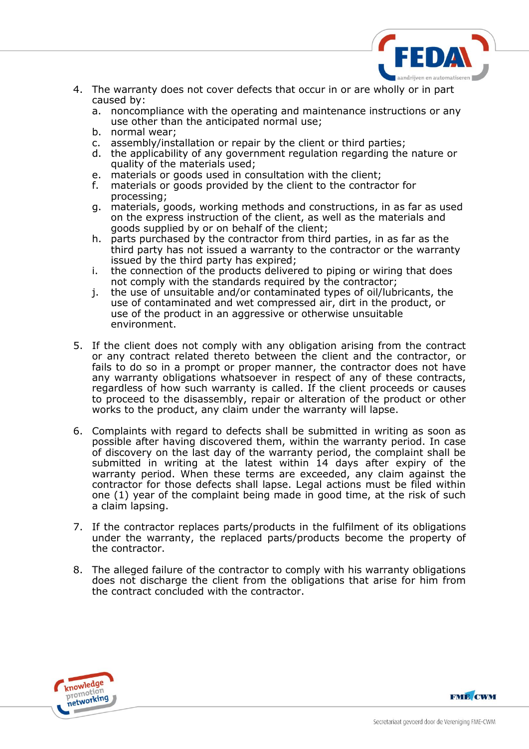4. The warranty does not cover defects that occur in or are wholly or in part caused by:
   a. noncompliance with the operating and maintenance instructions or any use other than the anticipated normal use;
   b. normal wear;
   c. assembly/installation or repair by the client or third parties;
   d. the applicability of any government regulation regarding the nature or quality of the materials used;
   e. materials or goods used in consultation with the client;
   f. materials or goods provided by the client to the contractor for processing;
   g. materials, goods, working methods and constructions, in as far as used on the express instruction of the client, as well as the materials and goods supplied by or on behalf of the client;
   h. parts purchased by the contractor from third parties, in as far as the third party has not issued a warranty to the contractor or the warranty issued by the third party has expired;
   i. the connection of the products delivered to piping or wiring that does not comply with the standards required by the contractor;
   j. the use of unsuitable and/or contaminated types of oil/lubricants, the use of contaminated and wet compressed air, dirt in the product, or use of the product in an aggressive or otherwise unsuitable environment.

5. If the client does not comply with any obligation arising from the contract or any contract related thereto between the client and the contractor, or fails to do so in a prompt or proper manner, the contractor does not have any warranty obligations whatsoever in respect of any of these contracts, regardless of how such warranty is called. If the client proceeds or causes to proceed to the disassembly, repair or alteration of the product or other works to the product, any claim under the warranty will lapse.

6. Complaints with regard to defects shall be submitted in writing as soon as possible after having discovered them, within the warranty period. In case of discovery on the last day of the warranty period, the complaint shall be submitted in writing at the latest within 14 days after expiry of the warranty period. When these terms are exceeded, any claim against the contractor for those defects shall lapse. Legal actions must be filed within one (1) year of the complaint being made in good time, at the risk of such a claim lapsing.

7. If the contractor replaces parts/products in the fulfilment of its obligations under the warranty, the replaced parts/products become the property of the contractor.

8. The alleged failure of the contractor to comply with his warranty obligations does not discharge the client from the obligations that arise for him from the contract concluded with the contractor.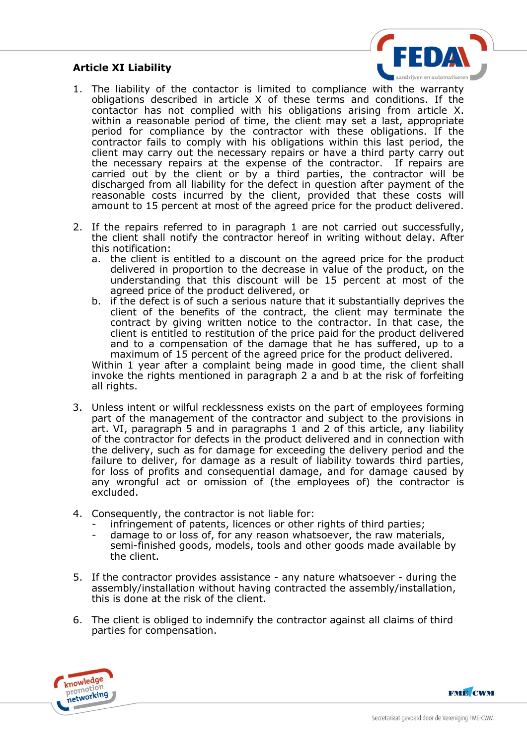## Article XI Liability

1. The liability of the contactor is limited to compliance with the warranty obligations described in article X of these terms and conditions. If the contactor has not complied with his obligations arising from article X. within a reasonable period of time, the client may set a last, appropriate period for compliance by the contractor with these obligations. If the contractor fails to comply with his obligations within this last period, the client may carry out the necessary repairs or have a third party carry out the necessary repairs at the expense of the contractor. If repairs are carried out by the client or by a third parties, the contractor will be discharged from all liability for the defect in question after payment of the reasonable costs incurred by the client, provided that these costs will amount to 15 percent at most of the agreed price for the product delivered.

2. If the repairs referred to in paragraph 1 are not carried out successfully, the client shall notify the contractor hereof in writing without delay. After this notification:
   a. the client is entitled to a discount on the agreed price for the product delivered in proportion to the decrease in value of the product, on the understanding that this discount will be 15 percent at most of the agreed price of the product delivered, or
   b. if the defect is of such a serious nature that it substantially deprives the client of the benefits of the contract, the client may terminate the contract by giving written notice to the contractor. In that case, the client is entitled to restitution of the price paid for the product delivered and to a compensation of the damage that he has suffered, up to a maximum of 15 percent of the agreed price for the product delivered.

   Within 1 year after a complaint being made in good time, the client shall invoke the rights mentioned in paragraph 2 a and b at the risk of forfeiting all rights.

3. Unless intent or wilful recklessness exists on the part of employees forming part of the management of the contractor and subject to the provisions in art. VI, paragraph 5 and in paragraphs 1 and 2 of this article, any liability of the contractor for defects in the product delivered and in connection with the delivery, such as for damage for exceeding the delivery period and the failure to deliver, for damage as a result of liability towards third parties, for loss of profits and consequential damage, and for damage caused by any wrongful act or omission of (the employees of) the contractor is excluded.

4. Consequently, the contractor is not liable for:
   - infringement of patents, licences or other rights of third parties;
   - damage to or loss of, for any reason whatsoever, the raw materials, semi-finished goods, models, tools and other goods made available by the client.

5. If the contractor provides assistance - any nature whatsoever - during the assembly/installation without having contracted the assembly/installation, this is done at the risk of the client.

6. The client is obliged to indemnify the contractor against all claims of third parties for compensation.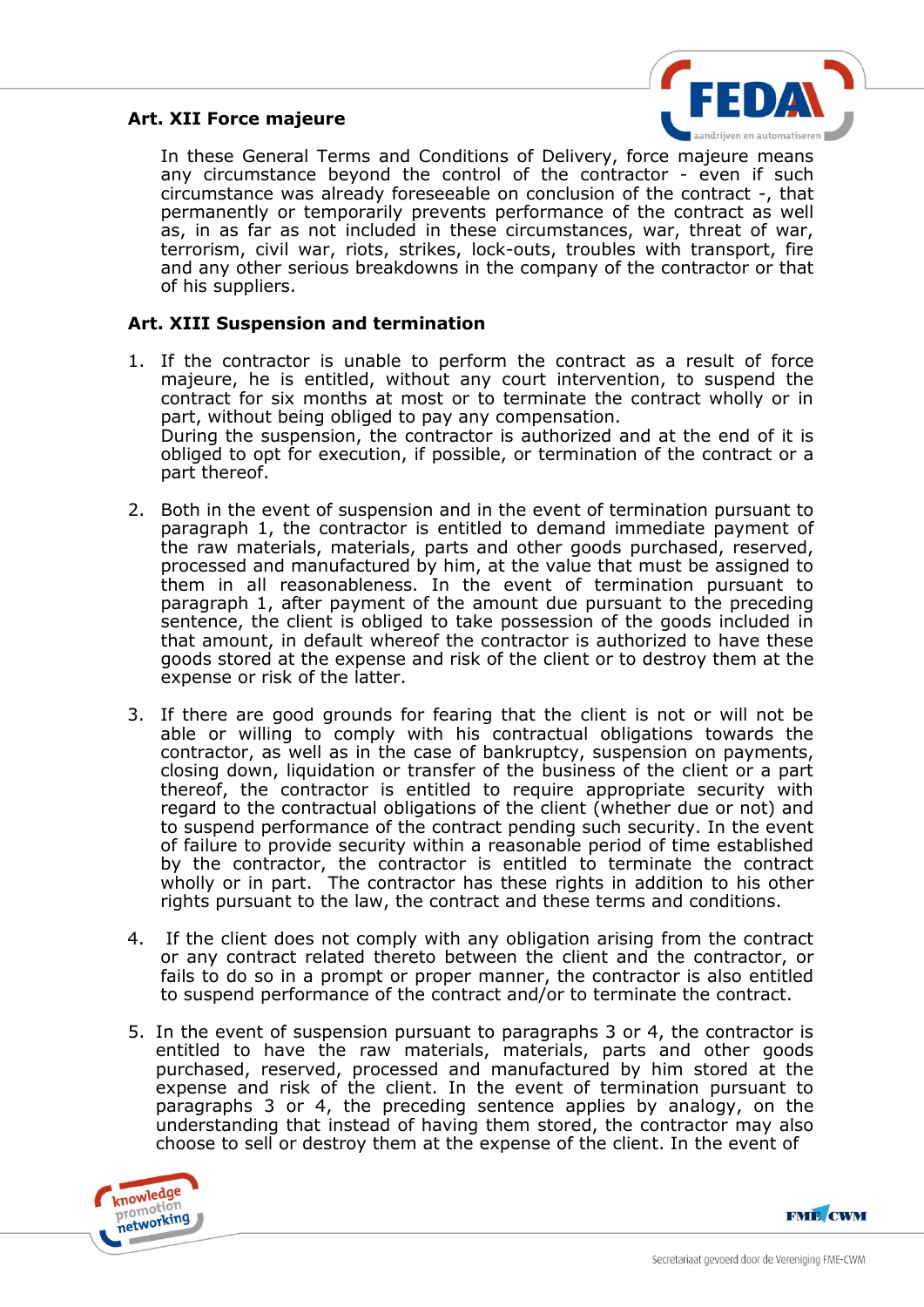## Art. XII Force majeure

In these General Terms and Conditions of Delivery, force majeure means any circumstance beyond the control of the contractor - even if such circumstance was already foreseeable on conclusion of the contract -, that permanently or temporarily prevents performance of the contract as well as, in as far as not included in these circumstances, war, threat of war, terrorism, civil war, riots, strikes, lock-outs, troubles with transport, fire and any other serious breakdowns in the company of the contractor or that of his suppliers.

## Art. XIII Suspension and termination

1. If the contractor is unable to perform the contract as a result of force majeure, he is entitled, without any court intervention, to suspend the contract for six months at most or to terminate the contract wholly or in part, without being obliged to pay any compensation.
   During the suspension, the contractor is authorized and at the end of it is obliged to opt for execution, if possible, or termination of the contract or a part thereof.

2. Both in the event of suspension and in the event of termination pursuant to paragraph 1, the contractor is entitled to demand immediate payment of the raw materials, materials, parts and other goods purchased, reserved, processed and manufactured by him, at the value that must be assigned to them in all reasonableness. In the event of termination pursuant to paragraph 1, after payment of the amount due pursuant to the preceding sentence, the client is obliged to take possession of the goods included in that amount, in default whereof the contractor is authorized to have these goods stored at the expense and risk of the client or to destroy them at the expense or risk of the latter.

3. If there are good grounds for fearing that the client is not or will not be able or willing to comply with his contractual obligations towards the contractor, as well as in the case of bankruptcy, suspension on payments, closing down, liquidation or transfer of the business of the client or a part thereof, the contractor is entitled to require appropriate security with regard to the contractual obligations of the client (whether due or not) and to suspend performance of the contract pending such security. In the event of failure to provide security within a reasonable period of time established by the contractor, the contractor is entitled to terminate the contract wholly or in part. The contractor has these rights in addition to his other rights pursuant to the law, the contract and these terms and conditions.

4. If the client does not comply with any obligation arising from the contract or any contract related thereto between the client and the contractor, or fails to do so in a prompt or proper manner, the contractor is also entitled to suspend performance of the contract and/or to terminate the contract.

5. In the event of suspension pursuant to paragraphs 3 or 4, the contractor is entitled to have the raw materials, materials, parts and other goods purchased, reserved, processed and manufactured by him stored at the expense and risk of the client. In the event of termination pursuant to paragraphs 3 or 4, the preceding sentence applies by analogy, on the understanding that instead of having them stored, the contractor may also choose to sell or destroy them at the expense of the client. In the event of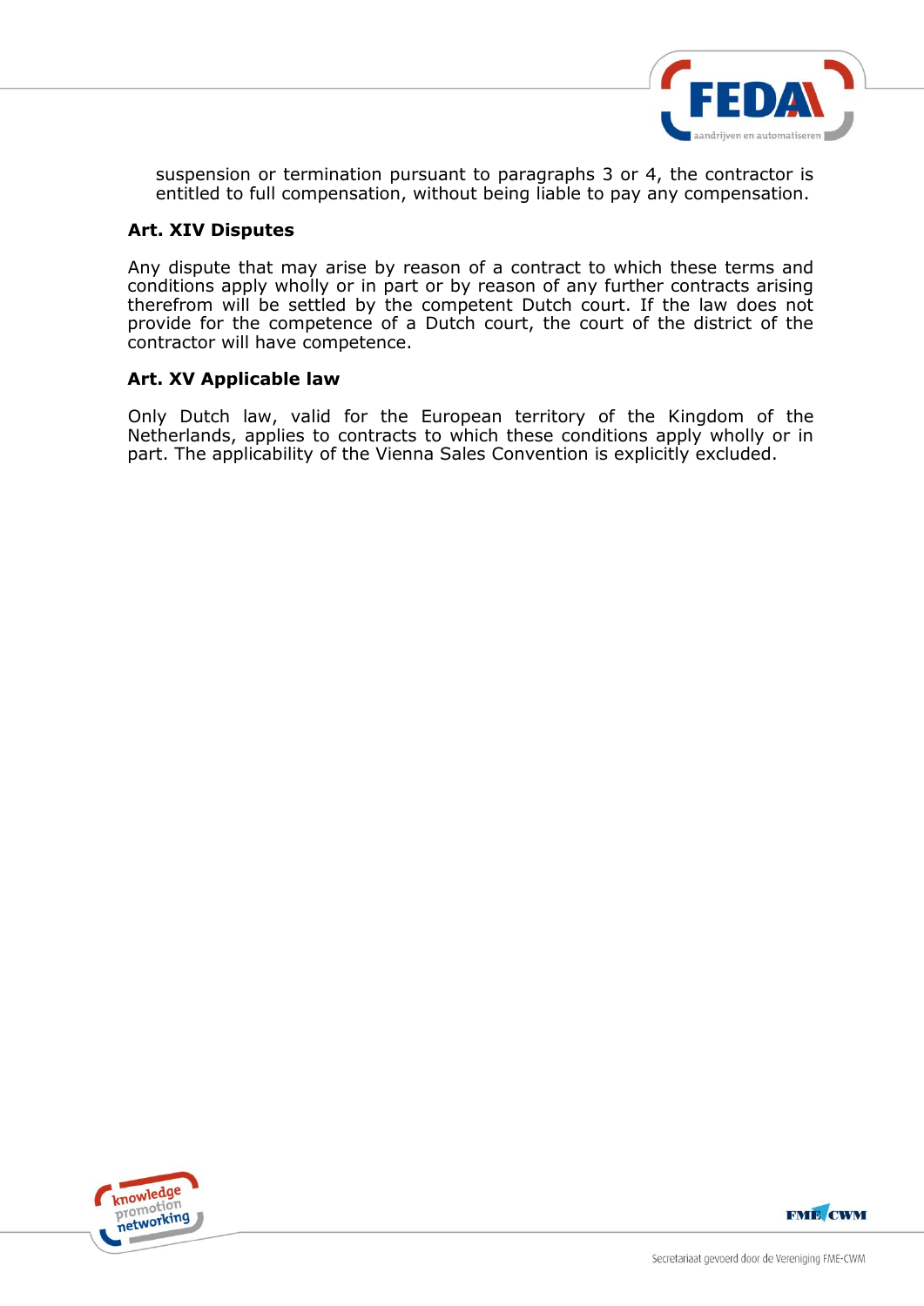suspension or termination pursuant to paragraphs 3 or 4, the contractor is entitled to full compensation, without being liable to pay any compensation.

**Art. XIV Disputes**

Any dispute that may arise by reason of a contract to which these terms and conditions apply wholly or in part or by reason of any further contracts arising therefrom will be settled by the competent Dutch court. If the law does not provide for the competence of a Dutch court, the court of the district of the contractor will have competence.

**Art. XV Applicable law**

Only Dutch law, valid for the European territory of the Kingdom of the Netherlands, applies to contracts to which these conditions apply wholly or in part. The applicability of the Vienna Sales Convention is explicitly excluded.